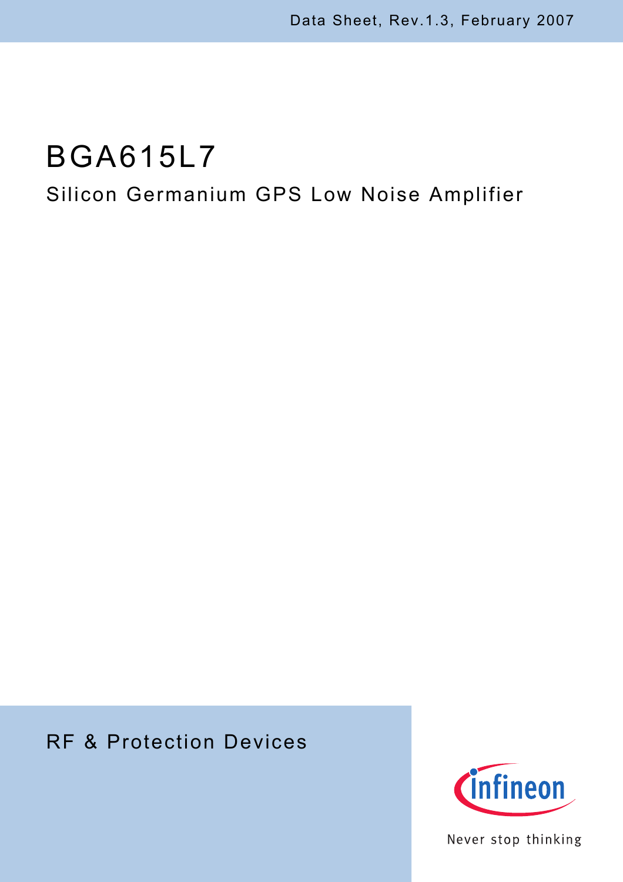Data Sheet, Rev.1.3, February 2007

# BGA615L7

## Silicon Germanium GPS Low Noise Amplifier

RF & Protection Devices

Never stop thinking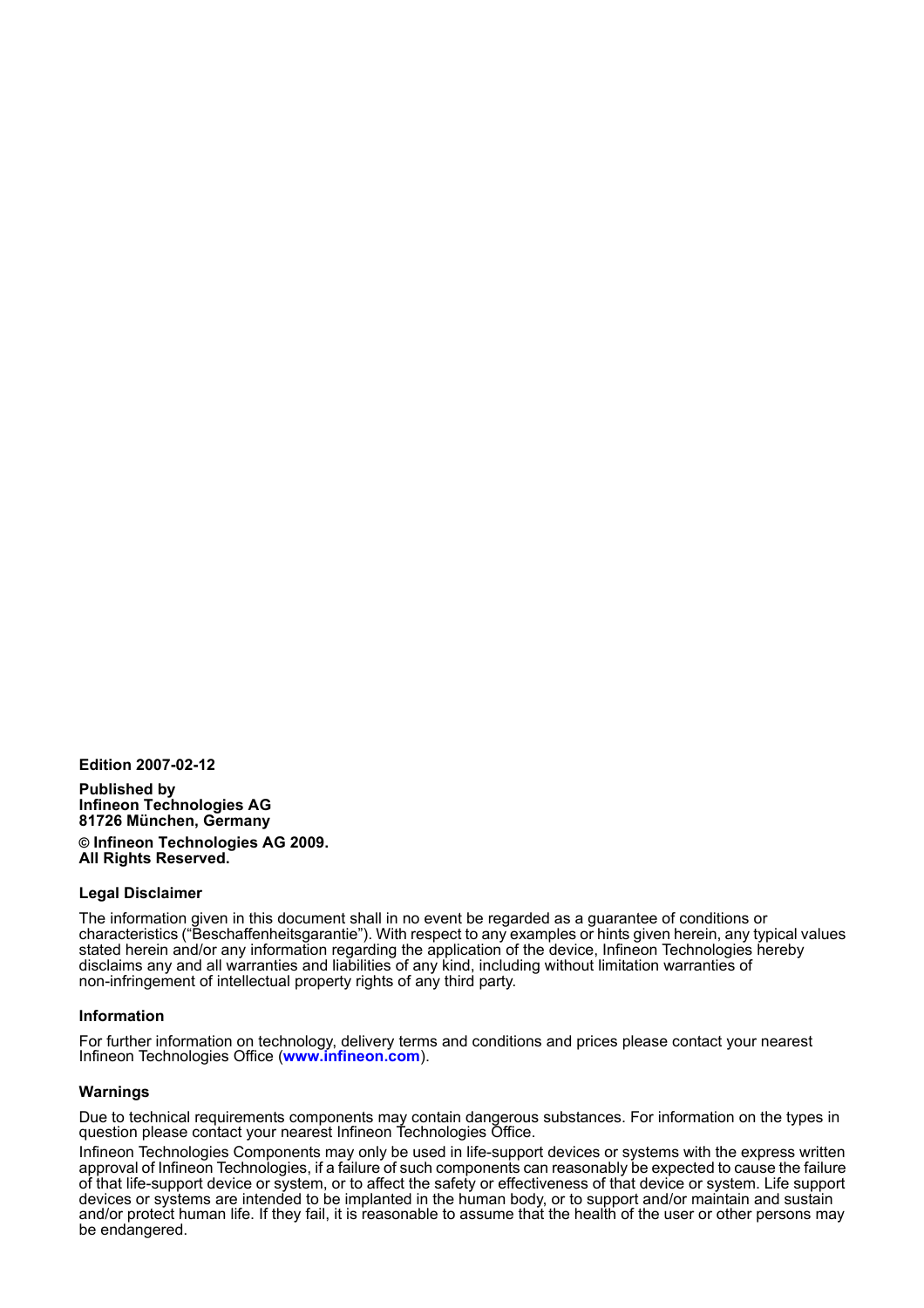**Edition 2007-02-12**

**Published by**
**Infineon Technologies AG**
**81726 München, Germany**

**© Infineon Technologies AG 2009.**
**All Rights Reserved.**

### Legal Disclaimer

The information given in this document shall in no event be regarded as a guarantee of conditions or characteristics (“Beschaffenheitsgarantie”). With respect to any examples or hints given herein, any typical values stated herein and/or any information regarding the application of the device, Infineon Technologies hereby disclaims any and all warranties and liabilities of any kind, including without limitation warranties of non-infringement of intellectual property rights of any third party.

### Information

For further information on technology, delivery terms and conditions and prices please contact your nearest Infineon Technologies Office (**www.infineon.com**).

### Warnings

Due to technical requirements components may contain dangerous substances. For information on the types in question please contact your nearest Infineon Technologies Office.

Infineon Technologies Components may only be used in life-support devices or systems with the express written approval of Infineon Technologies, if a failure of such components can reasonably be expected to cause the failure of that life-support device or system, or to affect the safety or effectiveness of that device or system. Life support devices or systems are intended to be implanted in the human body, or to support and/or maintain and sustain and/or protect human life. If they fail, it is reasonable to assume that the health of the user or other persons may be endangered.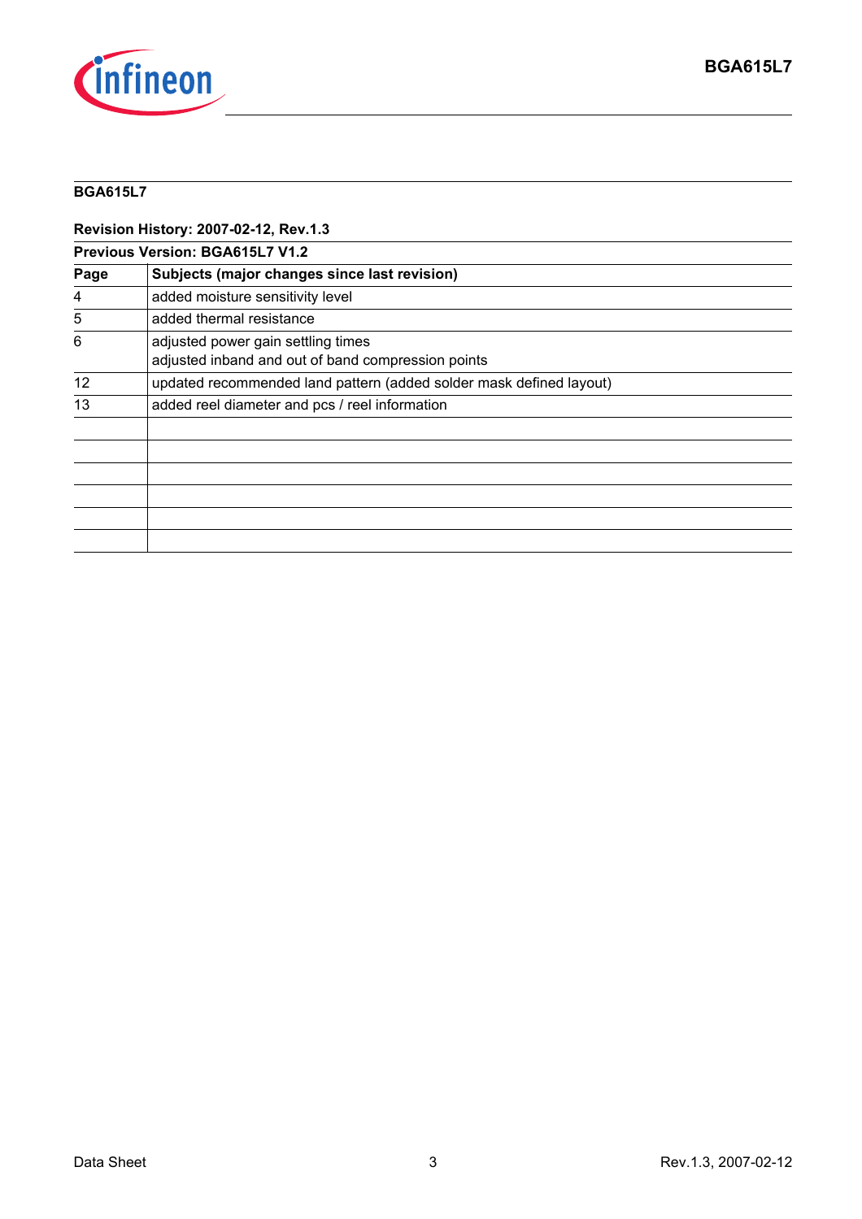**BGA615L7**

**Revision History: 2007-02-12, Rev.1.3**

**Previous Version: BGA615L7 V1.2**

| Page | Subjects (major changes since last revision) |
|---|---|
| 4 | added moisture sensitivity level |
| 5 | added thermal resistance |
| 6 | adjusted power gain settling times<br>adjusted inband and out of band compression points |
| 12 | updated recommended land pattern (added solder mask defined layout) |
| 13 | added reel diameter and pcs / reel information |
| | |
| | |
| | |
| | |
| | |
| | |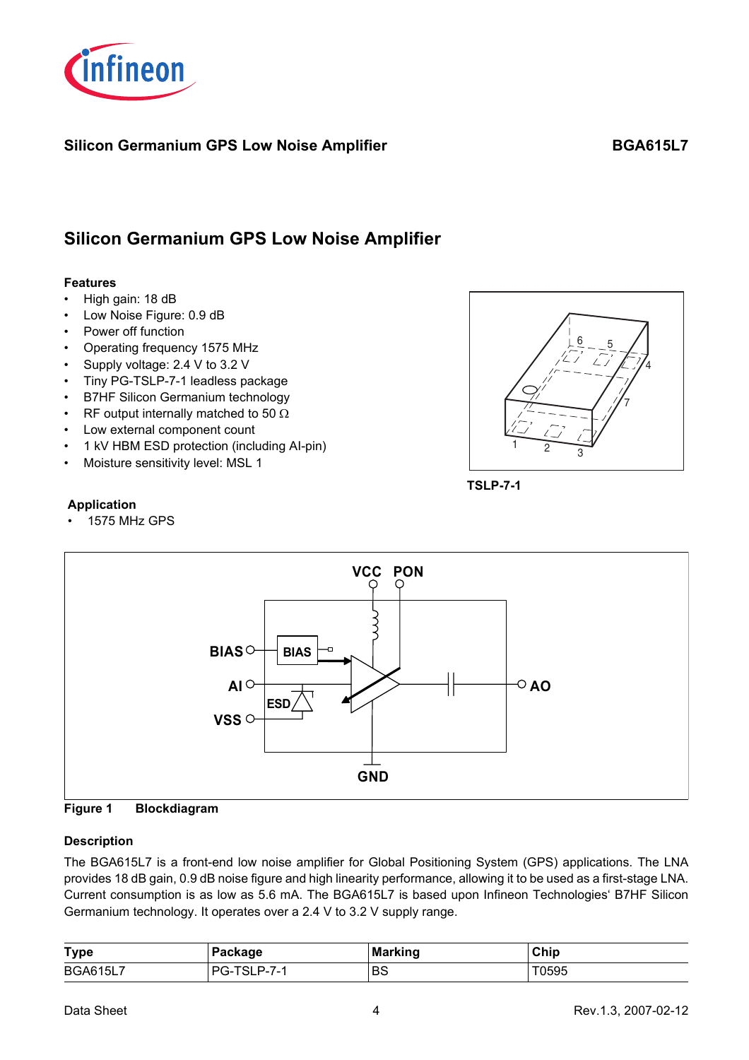# Silicon Germanium GPS Low Noise Amplifier

**BGA615L7**

## Silicon Germanium GPS Low Noise Amplifier

### Features

- High gain: 18 dB
- Low Noise Figure: 0.9 dB
- Power off function
- Operating frequency 1575 MHz
- Supply voltage: 2.4 V to 3.2 V
- Tiny PG-TSLP-7-1 leadless package
- B7HF Silicon Germanium technology
- RF output internally matched to 50 Ω
- Low external component count
- 1 kV HBM ESD protection (including AI-pin)
- Moisture sensitivity level: MSL 1

**TSLP-7-1**

### Application

- 1575 MHz GPS

**Figure 1 Blockdiagram**

### Description

The BGA615L7 is a front-end low noise amplifier for Global Positioning System (GPS) applications. The LNA provides 18 dB gain, 0.9 dB noise figure and high linearity performance, allowing it to be used as a first-stage LNA. Current consumption is as low as 5.6 mA. The BGA615L7 is based upon Infineon Technologies' B7HF Silicon Germanium technology. It operates over a 2.4 V to 3.2 V supply range.

| Type | Package | Marking | Chip |
|---|---|---|---|
| BGA615L7 | PG-TSLP-7-1 | BS | T0595 |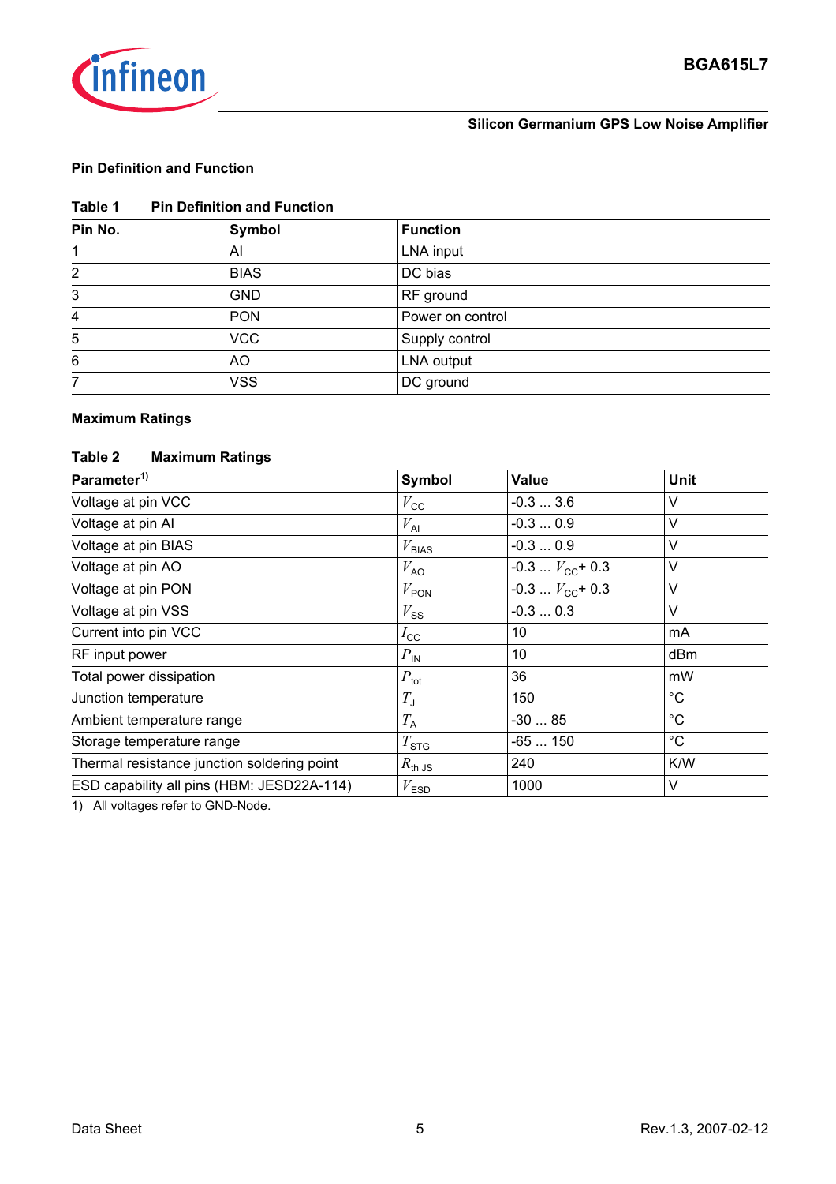## Pin Definition and Function

**Table 1 Pin Definition and Function**

| Pin No. | Symbol | Function |
|---|---|---|
| 1 | AI | LNA input |
| 2 | BIAS | DC bias |
| 3 | GND | RF ground |
| 4 | PON | Power on control |
| 5 | VCC | Supply control |
| 6 | AO | LNA output |
| 7 | VSS | DC ground |

## Maximum Ratings

**Table 2 Maximum Ratings**

| Parameter[1] | Symbol | Value | Unit |
|---|---|---|---|
| Voltage at pin VCC | $V_{CC}$ | -0.3 ... 3.6 | V |
| Voltage at pin AI | $V_{AI}$ | -0.3 ... 0.9 | V |
| Voltage at pin BIAS | $V_{BIAS}$ | -0.3 ... 0.9 | V |
| Voltage at pin AO | $V_{AO}$ | -0.3 ... $V_{CC}$+ 0.3 | V |
| Voltage at pin PON | $V_{PON}$ | -0.3 ... $V_{CC}$+ 0.3 | V |
| Voltage at pin VSS | $V_{SS}$ | -0.3 ... 0.3 | V |
| Current into pin VCC | $I_{CC}$ | 10 | mA |
| RF input power | $P_{IN}$ | 10 | dBm |
| Total power dissipation | $P_{tot}$ | 36 | mW |
| Junction temperature | $T_J$ | 150 | °C |
| Ambient temperature range | $T_A$ | -30 ... 85 | °C |
| Storage temperature range | $T_{STG}$ | -65 ... 150 | °C |
| Thermal resistance junction soldering point | $R_{th\ JS}$ | 240 | K/W |
| ESD capability all pins (HBM: JESD22A-114) | $V_{ESD}$ | 1000 | V |

1) All voltages refer to GND-Node.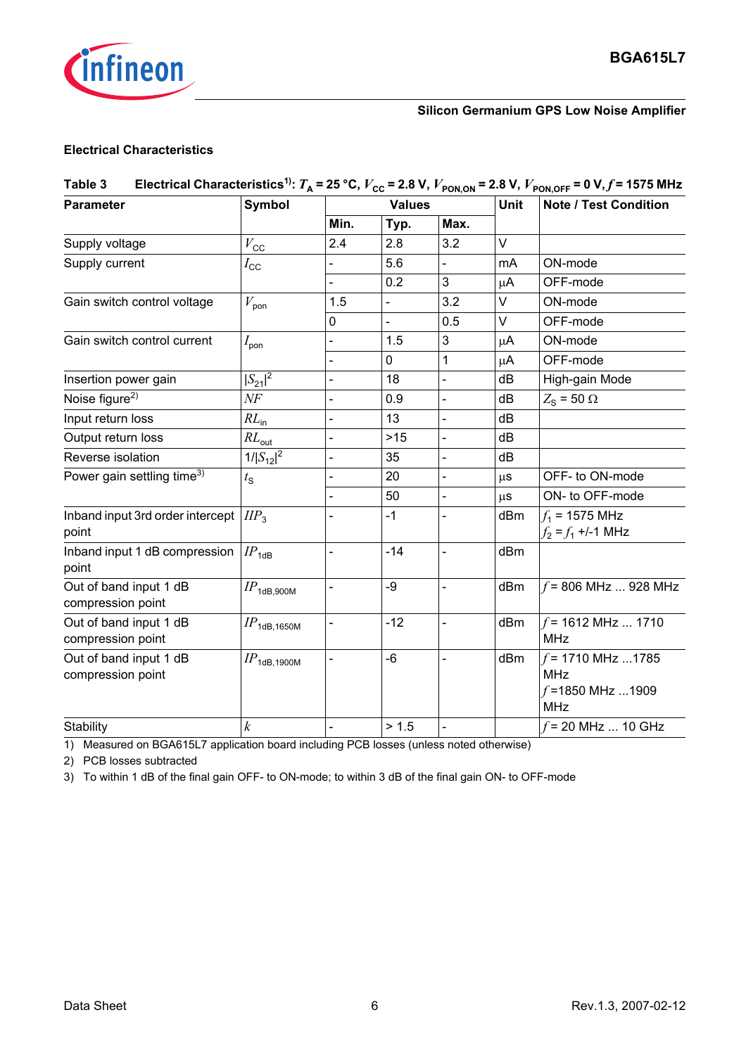## Electrical Characteristics

**Table 3 Electrical Characteristics[1]: $T_A$ = 25 °C, $V_{CC}$ = 2.8 V, $V_{PON,ON}$ = 2.8 V, $V_{PON,OFF}$ = 0 V, $f$ = 1575 MHz**

| Parameter | Symbol | Values | | | Unit | Note / Test Condition |
|---|---|---|---|---|---|---|
| | | Min. | Typ. | Max. | | |
| Supply voltage | $V_{CC}$ | 2.4 | 2.8 | 3.2 | V | |
| Supply current | $I_{CC}$ | - | 5.6 | - | mA | ON-mode |
| | | - | 0.2 | 3 | µA | OFF-mode |
| Gain switch control voltage | $V_{pon}$ | 1.5 | - | 3.2 | V | ON-mode |
| | | 0 | - | 0.5 | V | OFF-mode |
| Gain switch control current | $I_{pon}$ | - | 1.5 | 3 | µA | ON-mode |
| | | - | 0 | 1 | µA | OFF-mode |
| Insertion power gain | $\|S_{21}\|^2$ | - | 18 | - | dB | High-gain Mode |
| Noise figure[2] | $NF$ | - | 0.9 | - | dB | $Z_S$ = 50 Ω |
| Input return loss | $RL_{in}$ | - | 13 | - | dB | |
| Output return loss | $RL_{out}$ | - | >15 | - | dB | |
| Reverse isolation | $1/\|S_{12}\|^2$ | - | 35 | - | dB | |
| Power gain settling time[3] | $t_S$ | - | 20 | - | µs | OFF- to ON-mode |
| | | - | 50 | - | µs | ON- to OFF-mode |
| Inband input 3rd order intercept point | $IIP_3$ | - | -1 | - | dBm | $f_1$ = 1575 MHz<br>$f_2 = f_1$ +/-1 MHz |
| Inband input 1 dB compression point | $IP_{1dB}$ | - | -14 | - | dBm | |
| Out of band input 1 dB compression point | $IP_{1dB,900M}$ | - | -9 | - | dBm | $f$ = 806 MHz ... 928 MHz |
| Out of band input 1 dB compression point | $IP_{1dB,1650M}$ | - | -12 | - | dBm | $f$ = 1612 MHz ... 1710 MHz |
| Out of band input 1 dB compression point | $IP_{1dB,1900M}$ | - | -6 | - | dBm | $f$ = 1710 MHz ...1785 MHz<br>$f$ =1850 MHz ...1909 MHz |
| Stability | $k$ | - | > 1.5 | - | | $f$ = 20 MHz ... 10 GHz |

1) Measured on BGA615L7 application board including PCB losses (unless noted otherwise)

2) PCB losses subtracted

3) To within 1 dB of the final gain OFF- to ON-mode; to within 3 dB of the final gain ON- to OFF-mode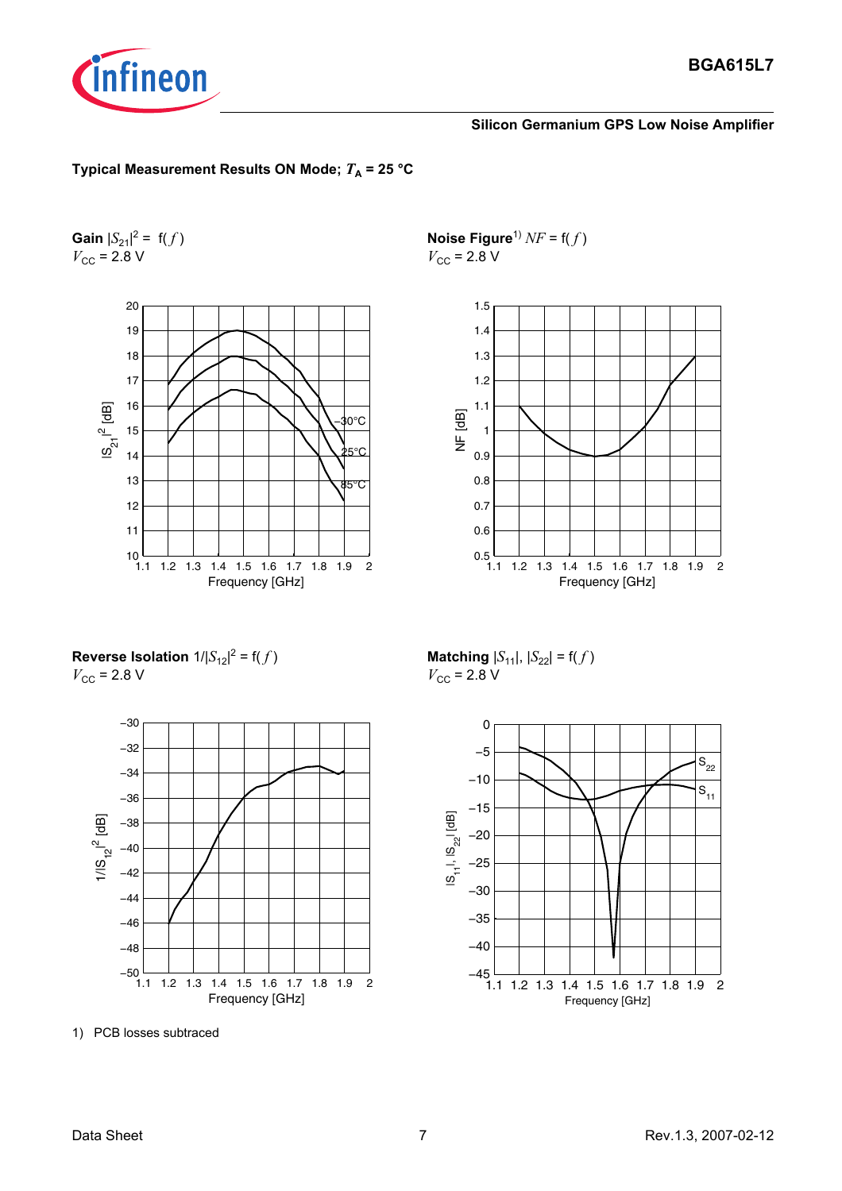**Typical Measurement Results ON Mode; $T_A$ = 25 °C**

**Gain** $|S_{21}|^2$ = f( $f$ )
$V_{CC}$ = 2.8 V

**Noise Figure**[1] $NF$ = f( $f$ )
$V_{CC}$ = 2.8 V

**Reverse Isolation** $1/|S_{12}|^2$ = f( $f$ )
$V_{CC}$ = 2.8 V

**Matching** $|S_{11}|$, $|S_{22}|$ = f( $f$ )
$V_{CC}$ = 2.8 V

1) PCB losses subtraced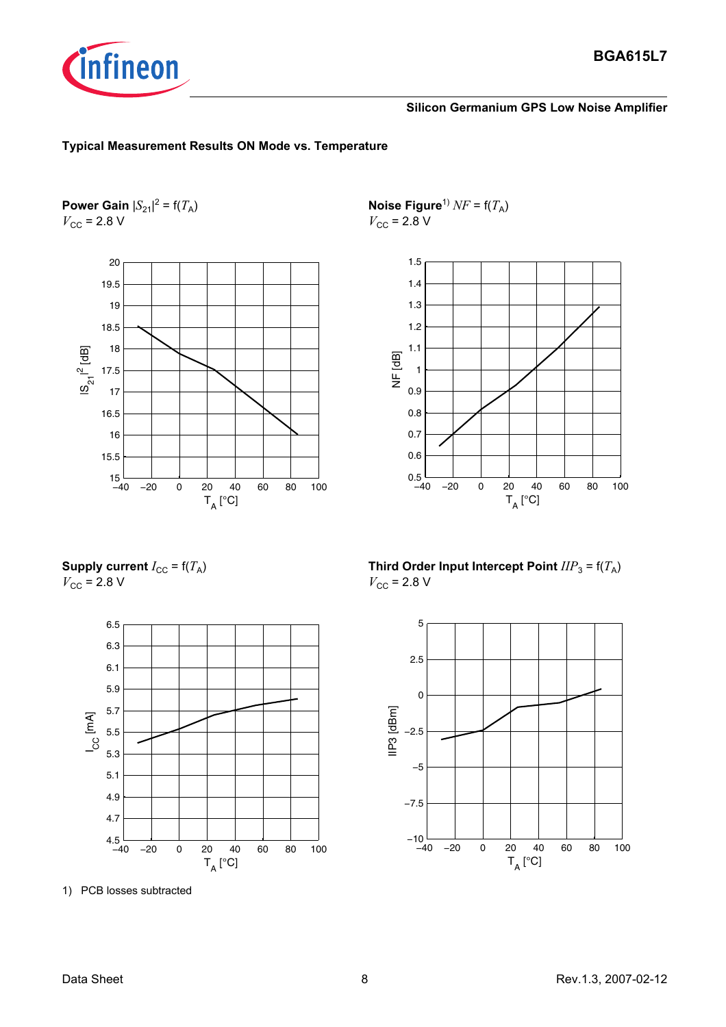### Typical Measurement Results ON Mode vs. Temperature

**Power Gain** $|S_{21}|^2 = f(T_A)$
$V_{CC}$ = 2.8 V

**Noise Figure**[1] $NF = f(T_A)$
$V_{CC}$ = 2.8 V

**Supply current** $I_{CC} = f(T_A)$
$V_{CC}$ = 2.8 V

**Third Order Input Intercept Point** $IIP_3 = f(T_A)$
$V_{CC}$ = 2.8 V

1) PCB losses subtracted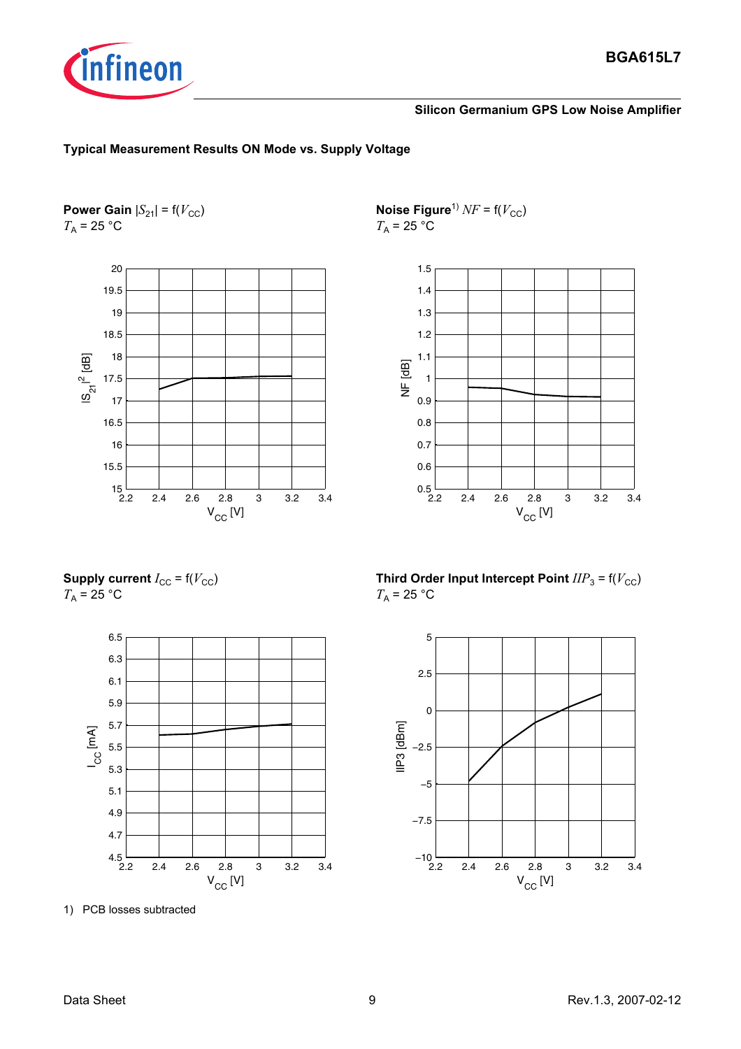### Typical Measurement Results ON Mode vs. Supply Voltage

**Power Gain** $|S_{21}| = f(V_{CC})$
$T_A$ = 25 °C

**Noise Figure**[1] $NF = f(V_{CC})$
$T_A$ = 25 °C

**Supply current** $I_{CC} = f(V_{CC})$
$T_A$ = 25 °C

**Third Order Input Intercept Point** $IIP_3 = f(V_{CC})$
$T_A$ = 25 °C

1) PCB losses subtracted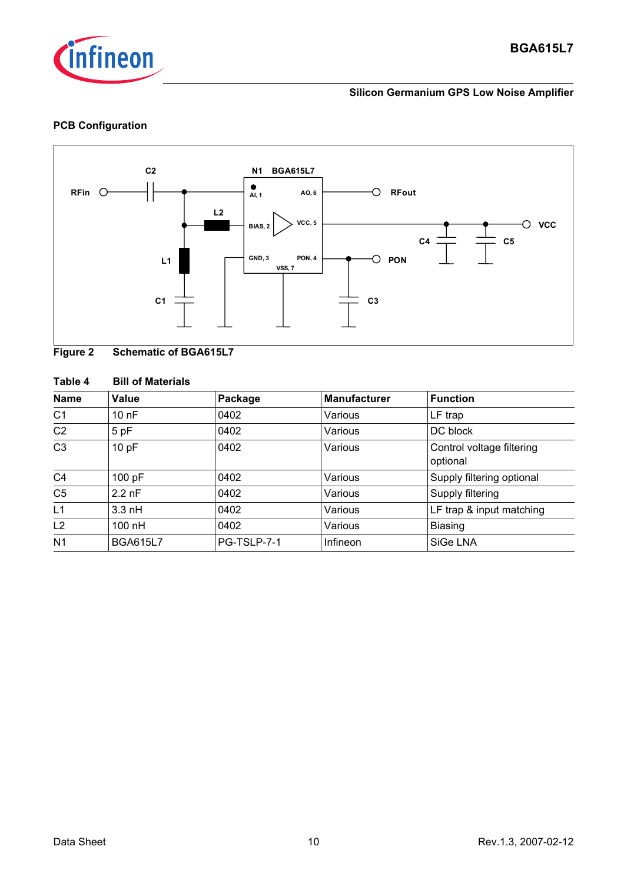## PCB Configuration

**Figure 2 Schematic of BGA615L7**

**Table 4 Bill of Materials**

| Name | Value | Package | Manufacturer | Function |
|---|---|---|---|---|
| C1 | 10 nF | 0402 | Various | LF trap |
| C2 | 5 pF | 0402 | Various | DC block |
| C3 | 10 pF | 0402 | Various | Control voltage filtering optional |
| C4 | 100 pF | 0402 | Various | Supply filtering optional |
| C5 | 2.2 nF | 0402 | Various | Supply filtering |
| L1 | 3.3 nH | 0402 | Various | LF trap & input matching |
| L2 | 100 nH | 0402 | Various | Biasing |
| N1 | BGA615L7 | PG-TSLP-7-1 | Infineon | SiGe LNA |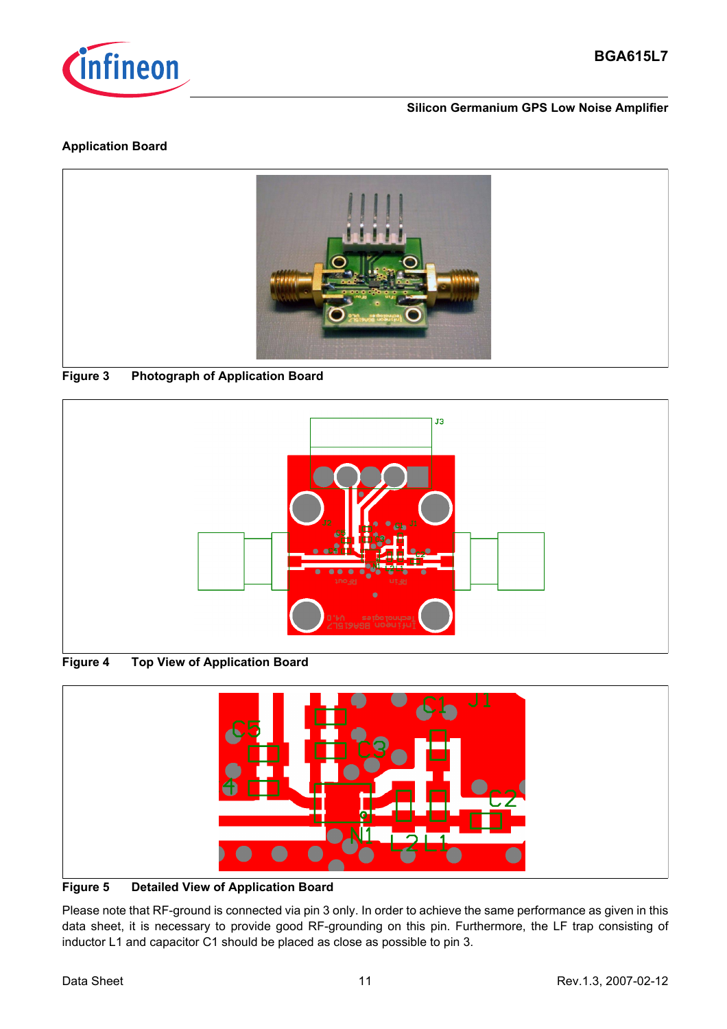## Application Board

Figure 3 Photograph of Application Board

Figure 4 Top View of Application Board

Figure 5 Detailed View of Application Board

Please note that RF-ground is connected via pin 3 only. In order to achieve the same performance as given in this data sheet, it is necessary to provide good RF-grounding on this pin. Furthermore, the LF trap consisting of inductor L1 and capacitor C1 should be placed as close as possible to pin 3.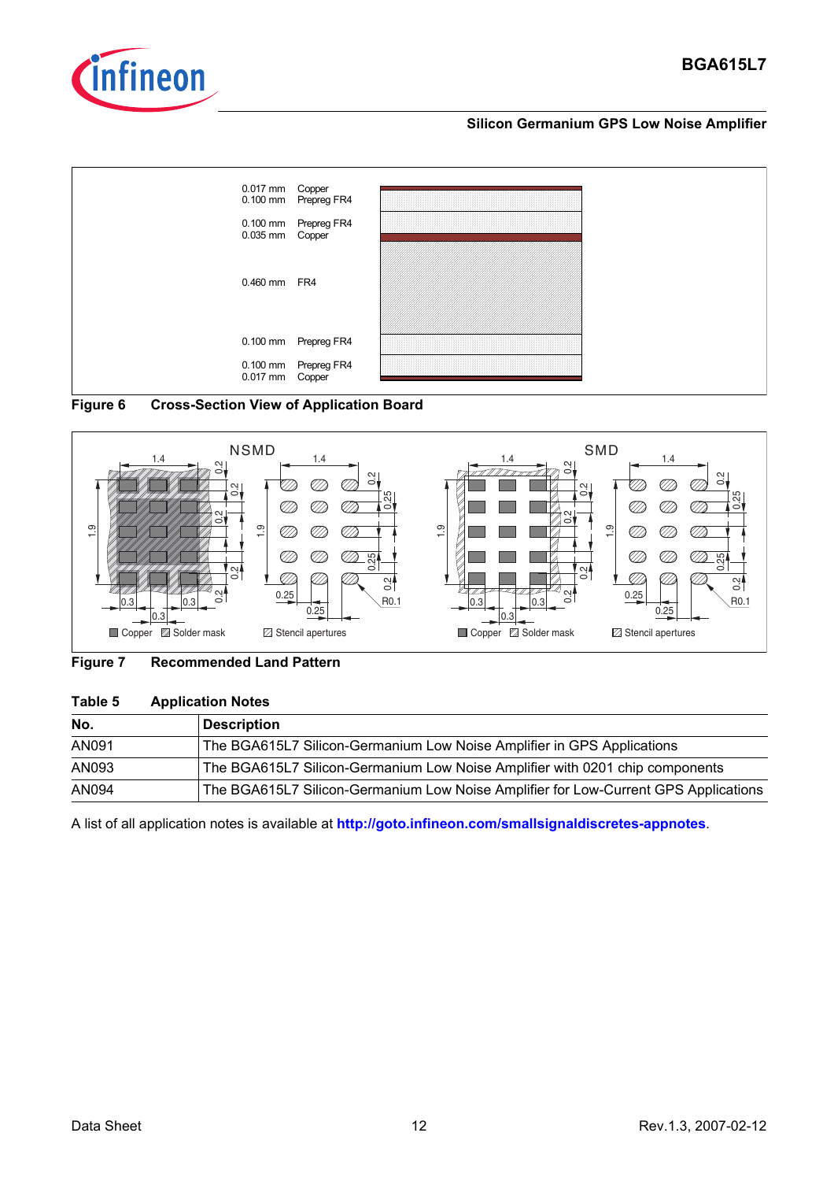| | |
|---|---|
| 0.017 mm | Copper |
| 0.100 mm | Prepreg FR4 |
| 0.100 mm | Prepreg FR4 |
| 0.035 mm | Copper |
| 0.460 mm | FR4 |
| 0.100 mm | Prepreg FR4 |
| 0.100 mm | Prepreg FR4 |
| 0.017 mm | Copper |

**Figure 6 Cross-Section View of Application Board**

**Figure 7 Recommended Land Pattern**

**Table 5 Application Notes**

| No. | Description |
|---|---|
| AN091 | The BGA615L7 Silicon-Germanium Low Noise Amplifier in GPS Applications |
| AN093 | The BGA615L7 Silicon-Germanium Low Noise Amplifier with 0201 chip components |
| AN094 | The BGA615L7 Silicon-Germanium Low Noise Amplifier for Low-Current GPS Applications |

A list of all application notes is available at **http://goto.infineon.com/smallsignaldiscretes-appnotes**.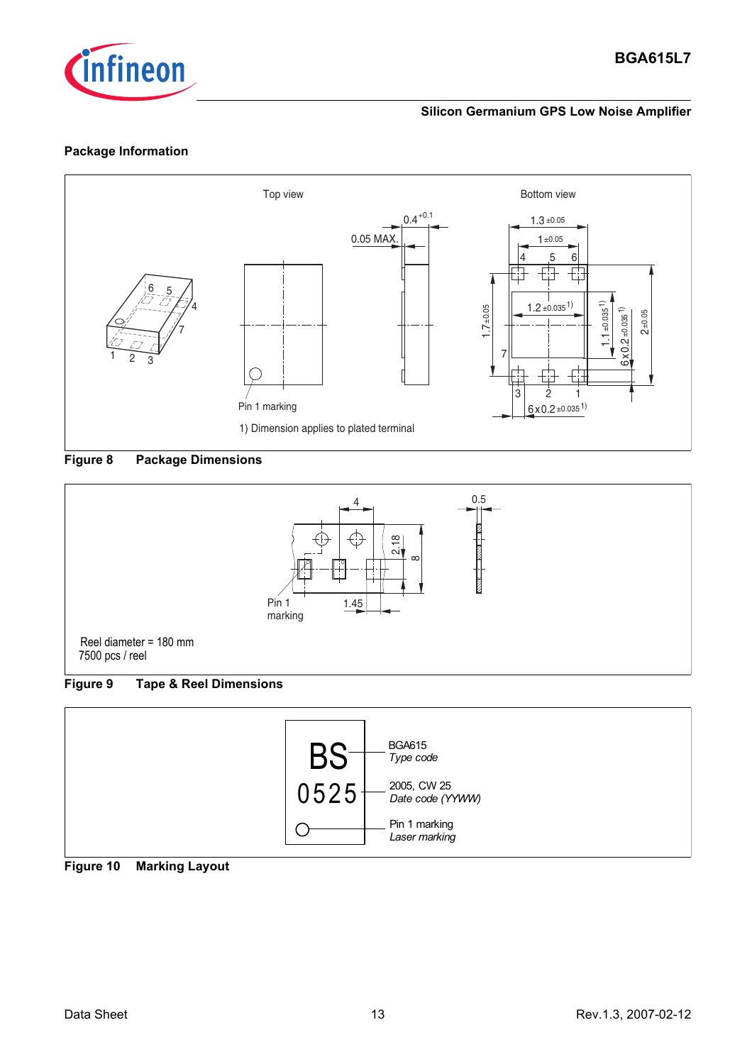## Package Information

Top view

Bottom view

0.4 +0.1

0.05 MAX.

1.3 ±0.05

1 ±0.05

4 5 6

1.2 ±0.035 1)

1.7 ±0.05

1.1 ±0.035 1)

6x0.2 ±0.035 1)

2 ±0.05

7

3 2 1

6x0.2 ±0.035 1)

6 5 4 7 1 2 3

Pin 1 marking

1) Dimension applies to plated terminal

**Figure 8 Package Dimensions**

4

0.5

2.18

8

Pin 1 marking

1.45

Reel diameter = 180 mm
7500 pcs / reel

**Figure 9 Tape & Reel Dimensions**

BS

0525

BGA615
*Type code*

2005, CW 25
*Date code (YYWW)*

Pin 1 marking
*Laser marking*

**Figure 10 Marking Layout**